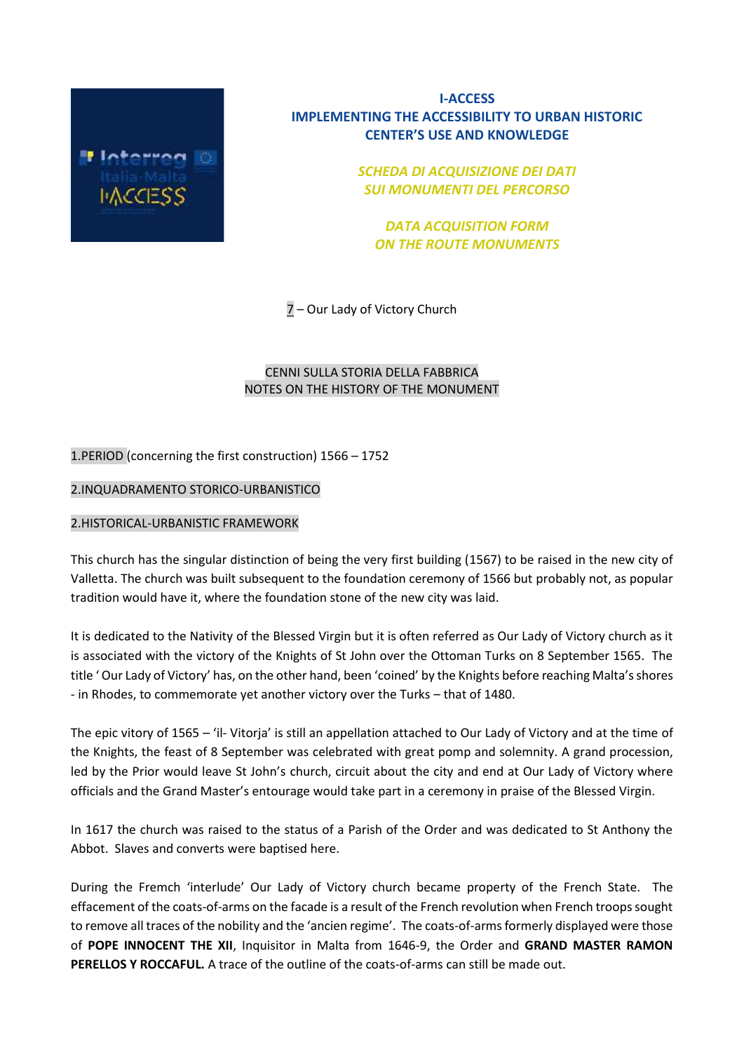# I-ACCESS
## IMPLEMENTING THE ACCESSIBILITY TO URBAN HISTORIC CENTER'S USE AND KNOWLEDGE

*SCHEDA DI ACQUISIZIONE DEI DATI SUI MONUMENTI DEL PERCORSO*

*DATA ACQUISITION FORM ON THE ROUTE MONUMENTS*

7 – Our Lady of Victory Church

### CENNI SULLA STORIA DELLA FABBRICA
### NOTES ON THE HISTORY OF THE MONUMENT

1.PERIOD (concerning the first construction) 1566 – 1752

2.INQUADRAMENTO STORICO-URBANISTICO

2.HISTORICAL-URBANISTIC FRAMEWORK

This church has the singular distinction of being the very first building (1567) to be raised in the new city of Valletta. The church was built subsequent to the foundation ceremony of 1566 but probably not, as popular tradition would have it, where the foundation stone of the new city was laid.

It is dedicated to the Nativity of the Blessed Virgin but it is often referred as Our Lady of Victory church as it is associated with the victory of the Knights of St John over the Ottoman Turks on 8 September 1565. The title ' Our Lady of Victory' has, on the other hand, been 'coined' by the Knights before reaching Malta's shores - in Rhodes, to commemorate yet another victory over the Turks – that of 1480.

The epic vitory of 1565 – 'il- Vitorja' is still an appellation attached to Our Lady of Victory and at the time of the Knights, the feast of 8 September was celebrated with great pomp and solemnity. A grand procession, led by the Prior would leave St John's church, circuit about the city and end at Our Lady of Victory where officials and the Grand Master's entourage would take part in a ceremony in praise of the Blessed Virgin.

In 1617 the church was raised to the status of a Parish of the Order and was dedicated to St Anthony the Abbot. Slaves and converts were baptised here.

During the Fremch 'interlude' Our Lady of Victory church became property of the French State. The effacement of the coats-of-arms on the facade is a result of the French revolution when French troops sought to remove all traces of the nobility and the 'ancien regime'. The coats-of-arms formerly displayed were those of **POPE INNOCENT THE XII**, Inquisitor in Malta from 1646-9, the Order and **GRAND MASTER RAMON PERELLOS Y ROCCAFUL.** A trace of the outline of the coats-of-arms can still be made out.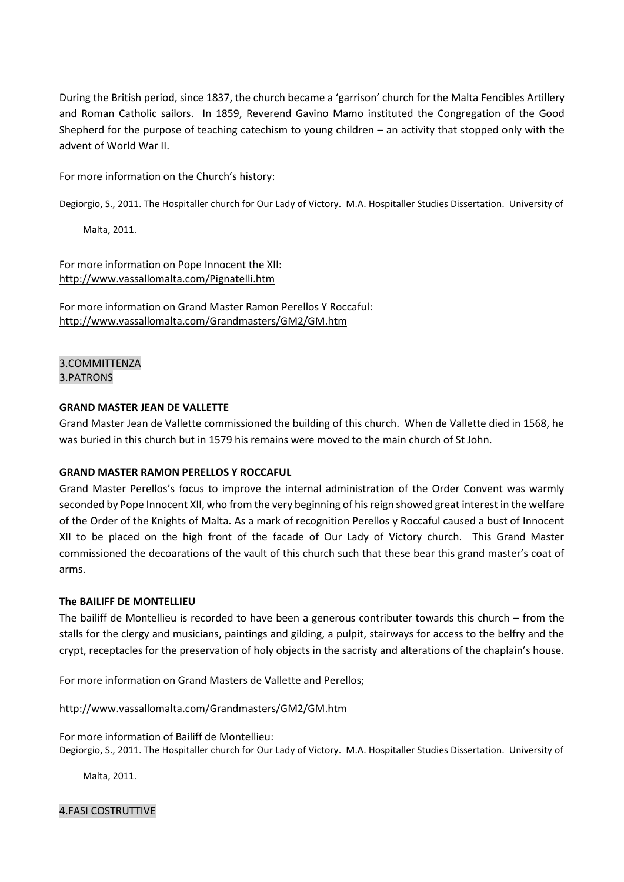During the British period, since 1837, the church became a 'garrison' church for the Malta Fencibles Artillery and Roman Catholic sailors. In 1859, Reverend Gavino Mamo instituted the Congregation of the Good Shepherd for the purpose of teaching catechism to young children – an activity that stopped only with the advent of World War II.

For more information on the Church's history:

Degiorgio, S., 2011. The Hospitaller church for Our Lady of Victory. M.A. Hospitaller Studies Dissertation. University of Malta, 2011.

For more information on Pope Innocent the XII:
http://www.vassallomalta.com/Pignatelli.htm

For more information on Grand Master Ramon Perellos Y Roccaful:
http://www.vassallomalta.com/Grandmasters/GM2/GM.htm

## 3.COMMITTENZA
## 3.PATRONS

**GRAND MASTER JEAN DE VALLETTE**

Grand Master Jean de Vallette commissioned the building of this church. When de Vallette died in 1568, he was buried in this church but in 1579 his remains were moved to the main church of St John.

**GRAND MASTER RAMON PERELLOS Y ROCCAFUL**

Grand Master Perellos's focus to improve the internal administration of the Order Convent was warmly seconded by Pope Innocent XII, who from the very beginning of his reign showed great interest in the welfare of the Order of the Knights of Malta. As a mark of recognition Perellos y Roccaful caused a bust of Innocent XII to be placed on the high front of the facade of Our Lady of Victory church. This Grand Master commissioned the decoarations of the vault of this church such that these bear this grand master's coat of arms.

**The BAILIFF DE MONTELLIEU**

The bailiff de Montellieu is recorded to have been a generous contributer towards this church – from the stalls for the clergy and musicians, paintings and gilding, a pulpit, stairways for access to the belfry and the crypt, receptacles for the preservation of holy objects in the sacristy and alterations of the chaplain's house.

For more information on Grand Masters de Vallette and Perellos;

http://www.vassallomalta.com/Grandmasters/GM2/GM.htm

For more information of Bailiff de Montellieu:
Degiorgio, S., 2011. The Hospitaller church for Our Lady of Victory. M.A. Hospitaller Studies Dissertation. University of Malta, 2011.

## 4.FASI COSTRUTTIVE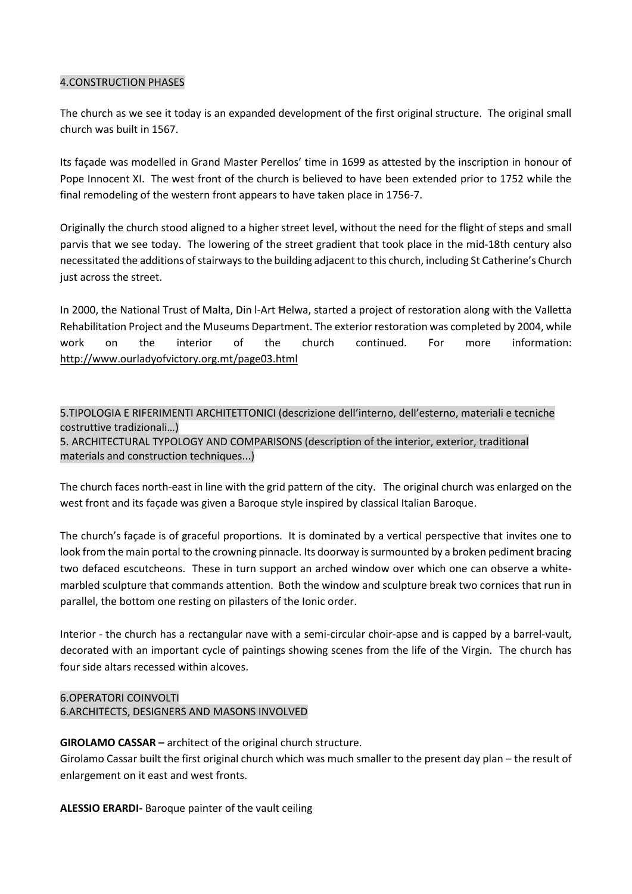## 4.CONSTRUCTION PHASES

The church as we see it today is an expanded development of the first original structure. The original small church was built in 1567.

Its façade was modelled in Grand Master Perellos' time in 1699 as attested by the inscription in honour of Pope Innocent XI. The west front of the church is believed to have been extended prior to 1752 while the final remodeling of the western front appears to have taken place in 1756-7.

Originally the church stood aligned to a higher street level, without the need for the flight of steps and small parvis that we see today. The lowering of the street gradient that took place in the mid-18th century also necessitated the additions of stairways to the building adjacent to this church, including St Catherine's Church just across the street.

In 2000, the National Trust of Malta, Din l-Art Ħelwa, started a project of restoration along with the Valletta Rehabilitation Project and the Museums Department. The exterior restoration was completed by 2004, while work on the interior of the church continued. For more information: http://www.ourladyofvictory.org.mt/page03.html

## 5.TIPOLOGIA E RIFERIMENTI ARCHITETTONICI (descrizione dell'interno, dell'esterno, materiali e tecniche costruttive tradizionali…)
## 5. ARCHITECTURAL TYPOLOGY AND COMPARISONS (description of the interior, exterior, traditional materials and construction techniques...)

The church faces north-east in line with the grid pattern of the city. The original church was enlarged on the west front and its façade was given a Baroque style inspired by classical Italian Baroque.

The church's façade is of graceful proportions. It is dominated by a vertical perspective that invites one to look from the main portal to the crowning pinnacle. Its doorway is surmounted by a broken pediment bracing two defaced escutcheons. These in turn support an arched window over which one can observe a white-marbled sculpture that commands attention. Both the window and sculpture break two cornices that run in parallel, the bottom one resting on pilasters of the Ionic order.

Interior - the church has a rectangular nave with a semi-circular choir-apse and is capped by a barrel-vault, decorated with an important cycle of paintings showing scenes from the life of the Virgin. The church has four side altars recessed within alcoves.

## 6.OPERATORI COINVOLTI
## 6.ARCHITECTS, DESIGNERS AND MASONS INVOLVED

**GIROLAMO CASSAR –** architect of the original church structure.
Girolamo Cassar built the first original church which was much smaller to the present day plan – the result of enlargement on it east and west fronts.

**ALESSIO ERARDI-** Baroque painter of the vault ceiling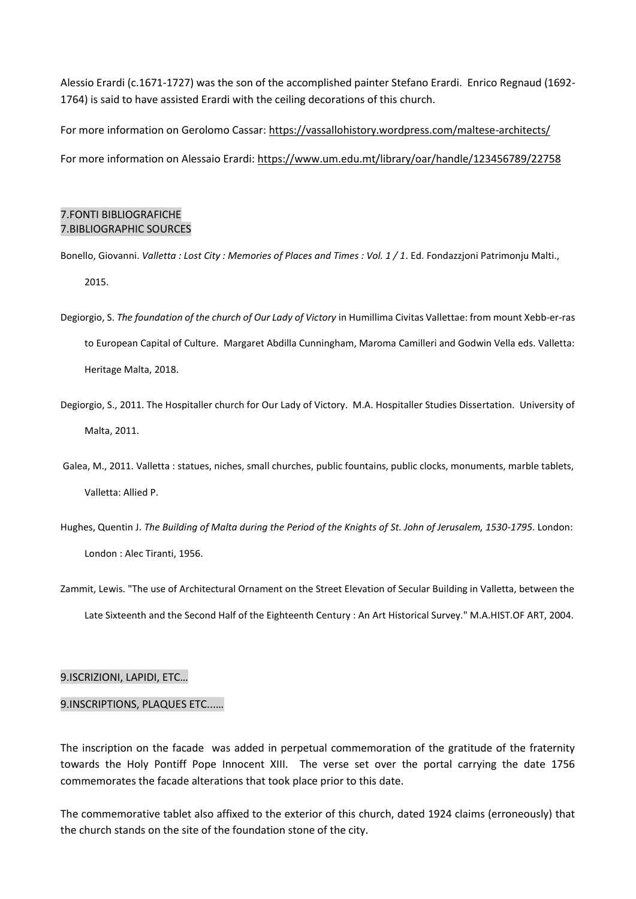Alessio Erardi (c.1671-1727) was the son of the accomplished painter Stefano Erardi. Enrico Regnaud (1692-1764) is said to have assisted Erardi with the ceiling decorations of this church.

For more information on Gerolomo Cassar: https://vassallohistory.wordpress.com/maltese-architects/

For more information on Alessaio Erardi: https://www.um.edu.mt/library/oar/handle/123456789/22758

## 7.FONTI BIBLIOGRAFICHE
## 7.BIBLIOGRAPHIC SOURCES

Bonello, Giovanni. *Valletta : Lost City : Memories of Places and Times : Vol. 1 / 1*. Ed. Fondazzjoni Patrimonju Malti., 2015.

Degiorgio, S. *The foundation of the church of Our Lady of Victory* in Humillima Civitas Vallettae: from mount Xebb-er-ras to European Capital of Culture. Margaret Abdilla Cunningham, Maroma Camilleri and Godwin Vella eds. Valletta: Heritage Malta, 2018.

Degiorgio, S., 2011. The Hospitaller church for Our Lady of Victory. M.A. Hospitaller Studies Dissertation. University of Malta, 2011.

Galea, M., 2011. Valletta : statues, niches, small churches, public fountains, public clocks, monuments, marble tablets, Valletta: Allied P.

Hughes, Quentin J. *The Building of Malta during the Period of the Knights of St. John of Jerusalem, 1530-1795*. London: London : Alec Tiranti, 1956.

Zammit, Lewis. "The use of Architectural Ornament on the Street Elevation of Secular Building in Valletta, between the Late Sixteenth and the Second Half of the Eighteenth Century : An Art Historical Survey." M.A.HIST.OF ART, 2004.

## 9.ISCRIZIONI, LAPIDI, ETC…

## 9.INSCRIPTIONS, PLAQUES ETC......

The inscription on the facade was added in perpetual commemoration of the gratitude of the fraternity towards the Holy Pontiff Pope Innocent XIII. The verse set over the portal carrying the date 1756 commemorates the facade alterations that took place prior to this date.

The commemorative tablet also affixed to the exterior of this church, dated 1924 claims (erroneously) that the church stands on the site of the foundation stone of the city.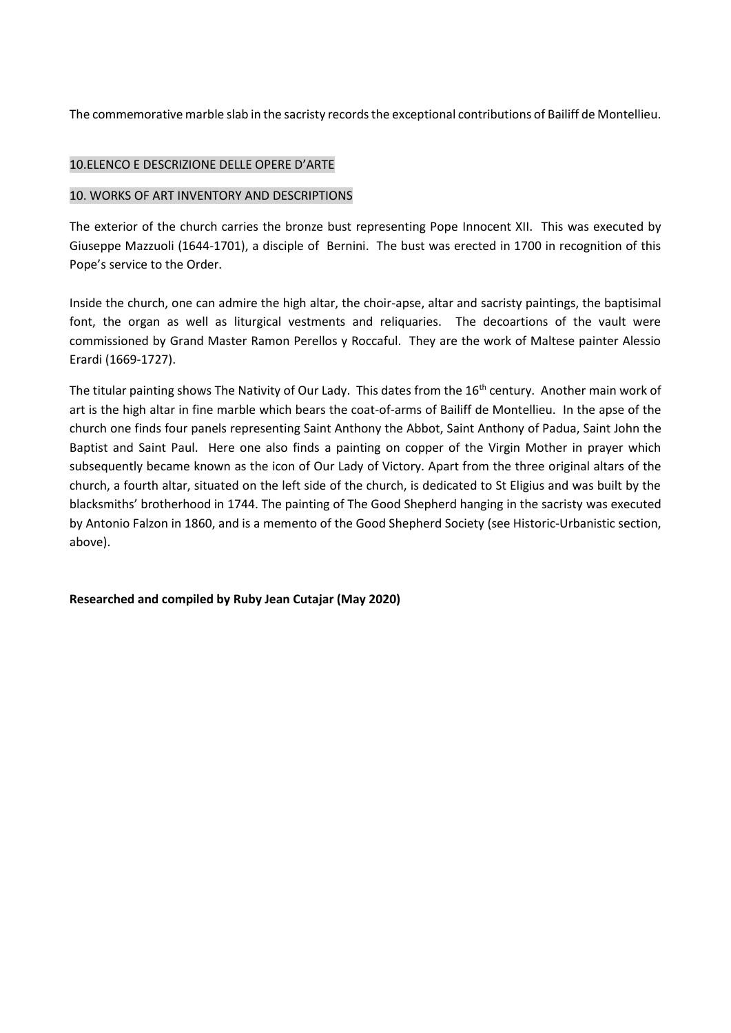The commemorative marble slab in the sacristy records the exceptional contributions of Bailiff de Montellieu.

## 10.ELENCO E DESCRIZIONE DELLE OPERE D'ARTE

## 10. WORKS OF ART INVENTORY AND DESCRIPTIONS

The exterior of the church carries the bronze bust representing Pope Innocent XII. This was executed by Giuseppe Mazzuoli (1644-1701), a disciple of Bernini. The bust was erected in 1700 in recognition of this Pope's service to the Order.

Inside the church, one can admire the high altar, the choir-apse, altar and sacristy paintings, the baptisimal font, the organ as well as liturgical vestments and reliquaries. The decoartions of the vault were commissioned by Grand Master Ramon Perellos y Roccaful. They are the work of Maltese painter Alessio Erardi (1669-1727).

The titular painting shows The Nativity of Our Lady. This dates from the 16th century. Another main work of art is the high altar in fine marble which bears the coat-of-arms of Bailiff de Montellieu. In the apse of the church one finds four panels representing Saint Anthony the Abbot, Saint Anthony of Padua, Saint John the Baptist and Saint Paul. Here one also finds a painting on copper of the Virgin Mother in prayer which subsequently became known as the icon of Our Lady of Victory. Apart from the three original altars of the church, a fourth altar, situated on the left side of the church, is dedicated to St Eligius and was built by the blacksmiths' brotherhood in 1744. The painting of The Good Shepherd hanging in the sacristy was executed by Antonio Falzon in 1860, and is a memento of the Good Shepherd Society (see Historic-Urbanistic section, above).

**Researched and compiled by Ruby Jean Cutajar (May 2020)**